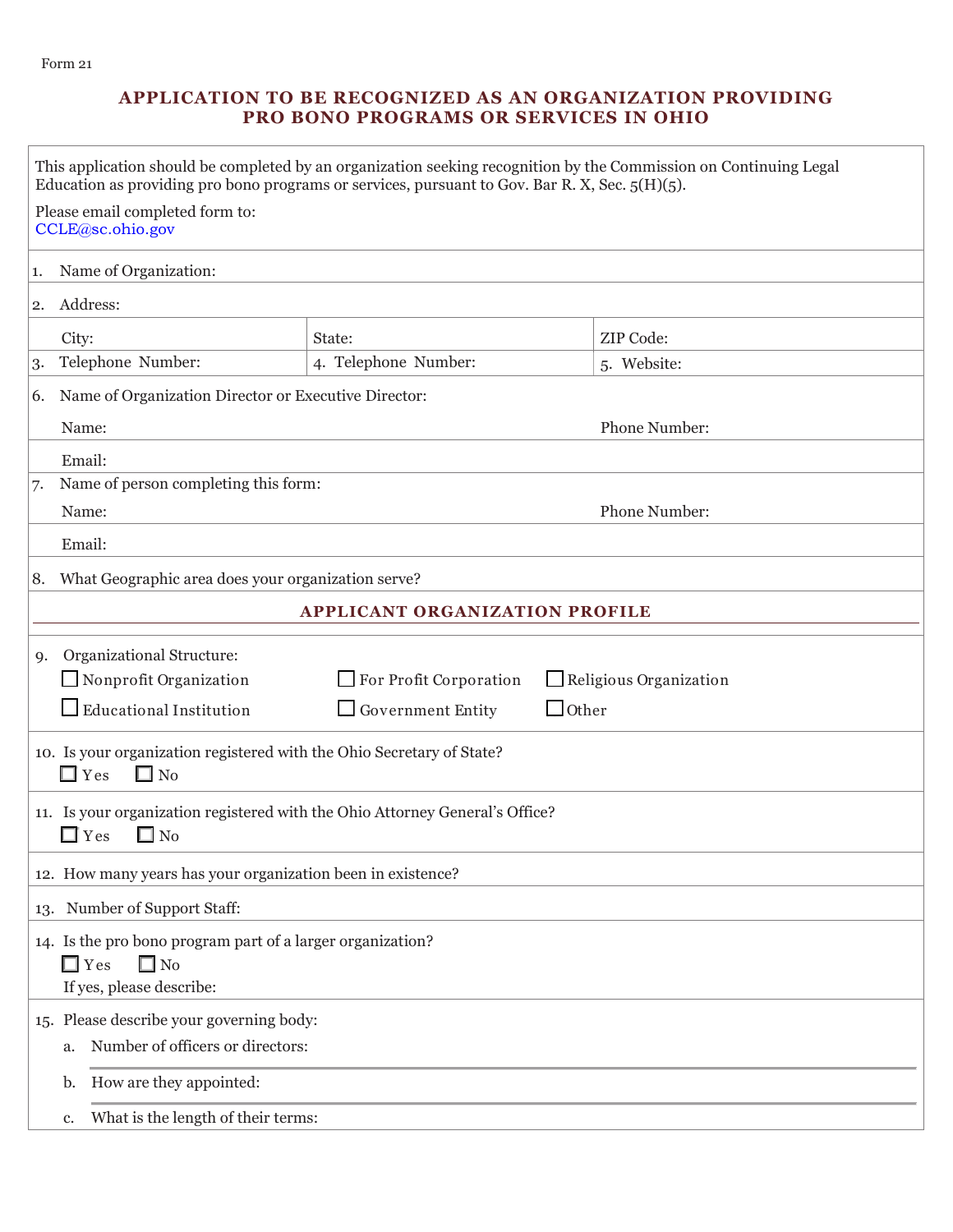Form 21

# APPLICATION TO BE RECOGNIZED AS AN ORGANIZATION PROVIDING PRO BONO PROGRAMS OR SERVICES IN OHIO

This application should be completed by an organization seeking recognition by the Commission on Continuing Legal Education as providing pro bono programs or services, pursuant to Gov. Bar R. X, Sec. 5(H)(5).

Please email completed form to:
CCLE@sc.ohio.gov

1. Name of Organization:

2. Address:

| City: | State: | ZIP Code: |
|---|---|---|
| 3. Telephone Number: | 4. Telephone Number: | 5. Website: |

6. Name of Organization Director or Executive Director:

   Name: Phone Number:

   Email:

7. Name of person completing this form:

   Name: Phone Number:

   Email:

8. What Geographic area does your organization serve?

## APPLICANT ORGANIZATION PROFILE

9. Organizational Structure:

   ☐ Nonprofit Organization ☐ For Profit Corporation ☐ Religious Organization

   ☐ Educational Institution ☐ Government Entity ☐ Other

10. Is your organization registered with the Ohio Secretary of State?
    ☐ Yes ☐ No

11. Is your organization registered with the Ohio Attorney General's Office?
    ☐ Yes ☐ No

12. How many years has your organization been in existence?

13. Number of Support Staff:

14. Is the pro bono program part of a larger organization?
    ☐ Yes ☐ No
    If yes, please describe:

15. Please describe your governing body:

    a. Number of officers or directors:

    b. How are they appointed:

    c. What is the length of their terms: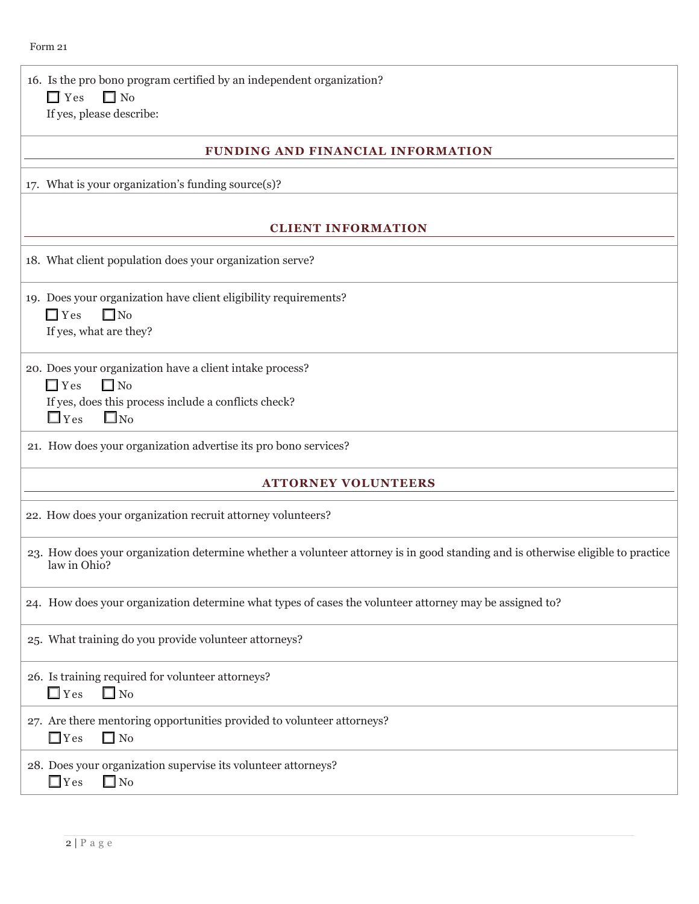16. Is the pro bono program certified by an independent organization?

    ☐ Yes ☐ No

    If yes, please describe:

## FUNDING AND FINANCIAL INFORMATION

17. What is your organization's funding source(s)?

## CLIENT INFORMATION

18. What client population does your organization serve?

19. Does your organization have client eligibility requirements?

    ☐ Yes ☐ No

    If yes, what are they?

20. Does your organization have a client intake process?

    ☐ Yes ☐ No

    If yes, does this process include a conflicts check?

    ☐ Yes ☐ No

21. How does your organization advertise its pro bono services?

## ATTORNEY VOLUNTEERS

22. How does your organization recruit attorney volunteers?

23. How does your organization determine whether a volunteer attorney is in good standing and is otherwise eligible to practice law in Ohio?

24. How does your organization determine what types of cases the volunteer attorney may be assigned to?

25. What training do you provide volunteer attorneys?

26. Is training required for volunteer attorneys?

    ☐ Yes ☐ No

27. Are there mentoring opportunities provided to volunteer attorneys?

    ☐ Yes ☐ No

28. Does your organization supervise its volunteer attorneys?

    ☐ Yes ☐ No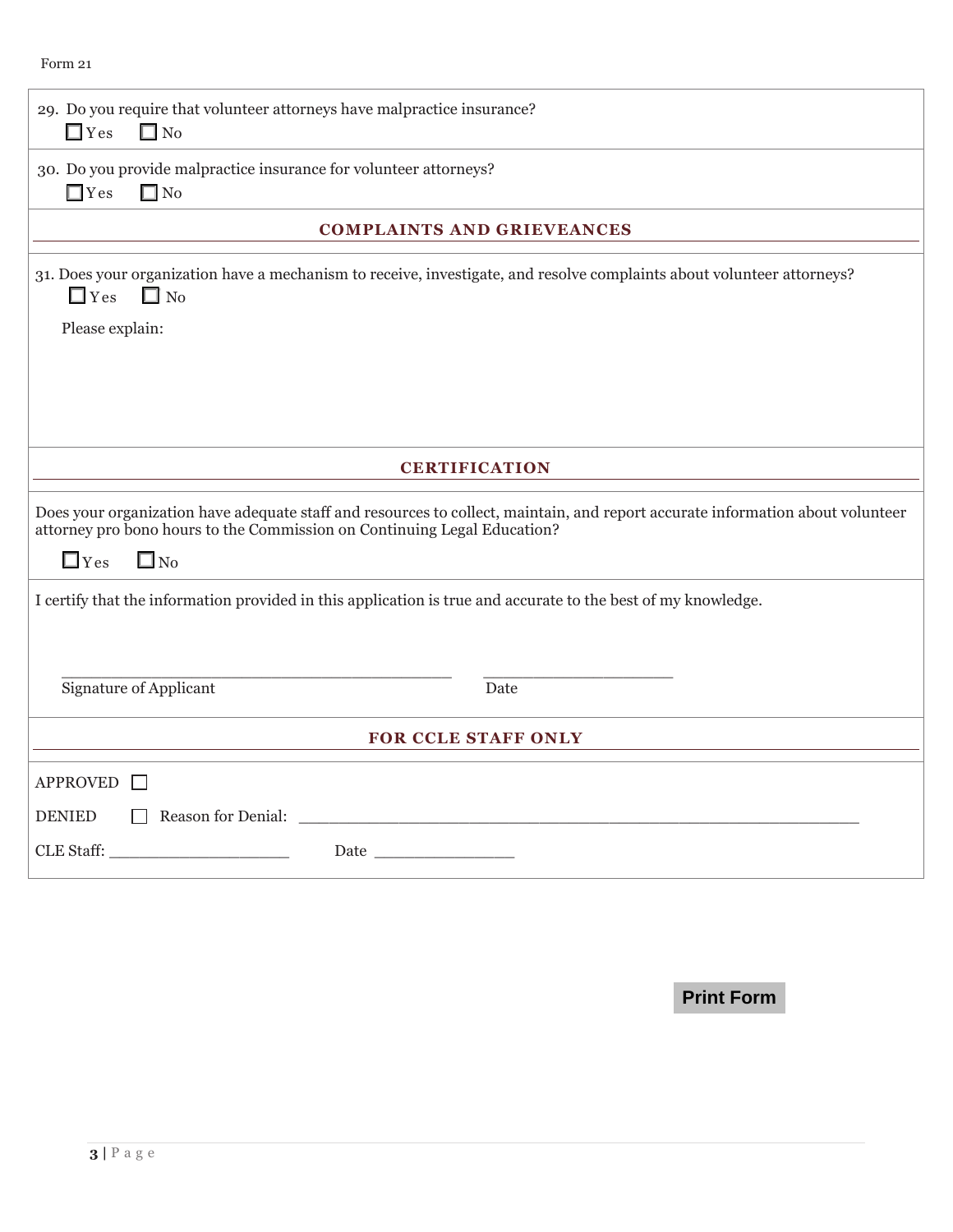Form 21

29. Do you require that volunteer attorneys have malpractice insurance?
☐ Yes ☐ No

30. Do you provide malpractice insurance for volunteer attorneys?
☐ Yes ☐ No

## COMPLAINTS AND GRIEVEANCES

31. Does your organization have a mechanism to receive, investigate, and resolve complaints about volunteer attorneys?
☐ Yes ☐ No

Please explain:

## CERTIFICATION

Does your organization have adequate staff and resources to collect, maintain, and report accurate information about volunteer attorney pro bono hours to the Commission on Continuing Legal Education?

☐ Yes ☐ No

I certify that the information provided in this application is true and accurate to the best of my knowledge.

\_\_\_\_\_\_\_\_\_\_\_\_\_\_\_\_\_\_\_\_\_\_\_\_\_\_\_\_\_\_\_\_\_\_\_\_\_\_\_\_ \_\_\_\_\_\_\_\_\_\_\_\_\_\_\_\_\_\_\_\_

Signature of Applicant Date

## FOR CCLE STAFF ONLY

APPROVED ☐

DENIED ☐ Reason for Denial: \_\_\_\_\_\_\_\_\_\_\_\_\_\_\_\_\_\_\_\_\_\_\_\_\_\_\_\_\_\_\_\_\_\_\_\_\_\_\_\_\_\_\_\_\_\_\_\_\_\_\_\_\_\_\_\_

CLE Staff: \_\_\_\_\_\_\_\_\_\_\_\_\_\_\_\_\_\_\_\_ Date \_\_\_\_\_\_\_\_\_\_\_\_\_\_\_

Print Form